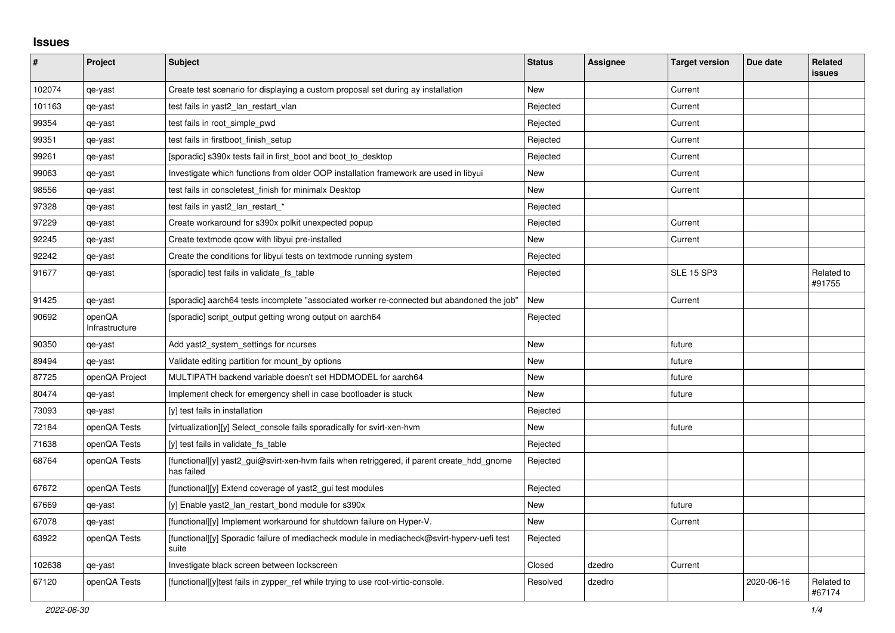## Issues

| # | Project | Subject | Status | Assignee | Target version | Due date | Related issues |
|---|---|---|---|---|---|---|---|
| 102074 | qe-yast | Create test scenario for displaying a custom proposal set during ay installation | New | | Current | | |
| 101163 | qe-yast | test fails in yast2_lan_restart_vlan | Rejected | | Current | | |
| 99354 | qe-yast | test fails in root_simple_pwd | Rejected | | Current | | |
| 99351 | qe-yast | test fails in firstboot_finish_setup | Rejected | | Current | | |
| 99261 | qe-yast | [sporadic] s390x tests fail in first_boot and boot_to_desktop | Rejected | | Current | | |
| 99063 | qe-yast | Investigate which functions from older OOP installation framework are used in libyui | New | | Current | | |
| 98556 | qe-yast | test fails in consoletest_finish for minimalx Desktop | New | | Current | | |
| 97328 | qe-yast | test fails in yast2_lan_restart_* | Rejected | | | | |
| 97229 | qe-yast | Create workaround for s390x polkit unexpected popup | Rejected | | Current | | |
| 92245 | qe-yast | Create textmode qcow with libyui pre-installed | New | | Current | | |
| 92242 | qe-yast | Create the conditions for libyui tests on textmode running system | Rejected | | | | |
| 91677 | qe-yast | [sporadic] test fails in validate_fs_table | Rejected | | SLE 15 SP3 | | Related to #91755 |
| 91425 | qe-yast | [sporadic] aarch64 tests incomplete "associated worker re-connected but abandoned the job" | New | | Current | | |
| 90692 | openQA Infrastructure | [sporadic] script_output getting wrong output on aarch64 | Rejected | | | | |
| 90350 | qe-yast | Add yast2_system_settings for ncurses | New | | future | | |
| 89494 | qe-yast | Validate editing partition for mount_by options | New | | future | | |
| 87725 | openQA Project | MULTIPATH backend variable doesn't set HDDMODEL for aarch64 | New | | future | | |
| 80474 | qe-yast | Implement check for emergency shell in case bootloader is stuck | New | | future | | |
| 73093 | qe-yast | [y] test fails in installation | Rejected | | | | |
| 72184 | openQA Tests | [virtualization][y] Select_console fails sporadically for svirt-xen-hvm | New | | future | | |
| 71638 | openQA Tests | [y] test fails in validate_fs_table | Rejected | | | | |
| 68764 | openQA Tests | [functional][y] yast2_gui@svirt-xen-hvm fails when retriggered, if parent create_hdd_gnome has failed | Rejected | | | | |
| 67672 | openQA Tests | [functional][y] Extend coverage of yast2_gui test modules | Rejected | | | | |
| 67669 | qe-yast | [y] Enable yast2_lan_restart_bond module for s390x | New | | future | | |
| 67078 | qe-yast | [functional][y] Implement workaround for shutdown failure on Hyper-V. | New | | Current | | |
| 63922 | openQA Tests | [functional][y] Sporadic failure of mediacheck module in mediacheck@svirt-hyperv-uefi test suite | Rejected | | | | |
| 102638 | qe-yast | Investigate black screen between lockscreen | Closed | dzedro | Current | | |
| 67120 | openQA Tests | [functional][y]test fails in zypper_ref while trying to use root-virtio-console. | Resolved | dzedro | | 2020-06-16 | Related to #67174 |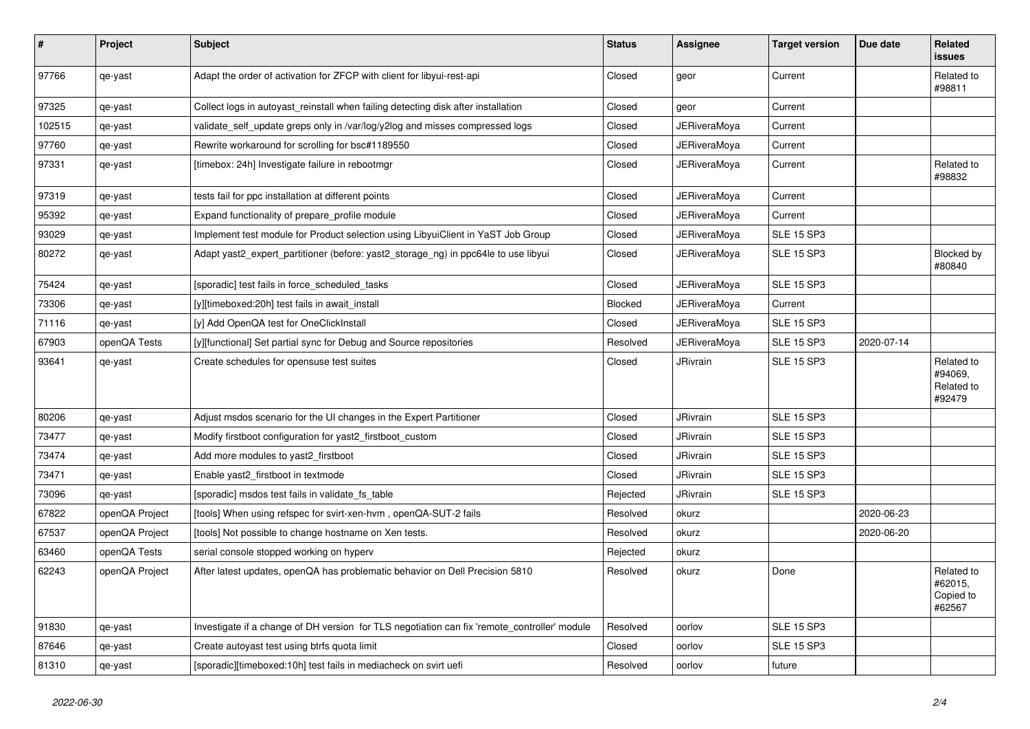| # | Project | Subject | Status | Assignee | Target version | Due date | Related issues |
|---|---|---|---|---|---|---|---|
| 97766 | qe-yast | Adapt the order of activation for ZFCP with client for libyui-rest-api | Closed | geor | Current | | Related to #98811 |
| 97325 | qe-yast | Collect logs in autoyast_reinstall when failing detecting disk after installation | Closed | geor | Current | | |
| 102515 | qe-yast | validate_self_update greps only in /var/log/y2log and misses compressed logs | Closed | JERiveraMoya | Current | | |
| 97760 | qe-yast | Rewrite workaround for scrolling for bsc#1189550 | Closed | JERiveraMoya | Current | | |
| 97331 | qe-yast | [timebox: 24h] Investigate failure in rebootmgr | Closed | JERiveraMoya | Current | | Related to #98832 |
| 97319 | qe-yast | tests fail for ppc installation at different points | Closed | JERiveraMoya | Current | | |
| 95392 | qe-yast | Expand functionality of prepare_profile module | Closed | JERiveraMoya | Current | | |
| 93029 | qe-yast | Implement test module for Product selection using LibyuiClient in YaST Job Group | Closed | JERiveraMoya | SLE 15 SP3 | | |
| 80272 | qe-yast | Adapt yast2_expert_partitioner (before: yast2_storage_ng) in ppc64le to use libyui | Closed | JERiveraMoya | SLE 15 SP3 | | Blocked by #80840 |
| 75424 | qe-yast | [sporadic] test fails in force_scheduled_tasks | Closed | JERiveraMoya | SLE 15 SP3 | | |
| 73306 | qe-yast | [y][timeboxed:20h] test fails in await_install | Blocked | JERiveraMoya | Current | | |
| 71116 | qe-yast | [y] Add OpenQA test for OneClickInstall | Closed | JERiveraMoya | SLE 15 SP3 | | |
| 67903 | openQA Tests | [y][functional] Set partial sync for Debug and Source repositories | Resolved | JERiveraMoya | SLE 15 SP3 | 2020-07-14 | |
| 93641 | qe-yast | Create schedules for opensuse test suites | Closed | JRivrain | SLE 15 SP3 | | Related to #94069, Related to #92479 |
| 80206 | qe-yast | Adjust msdos scenario for the UI changes in the Expert Partitioner | Closed | JRivrain | SLE 15 SP3 | | |
| 73477 | qe-yast | Modify firstboot configuration for yast2_firstboot_custom | Closed | JRivrain | SLE 15 SP3 | | |
| 73474 | qe-yast | Add more modules to yast2_firstboot | Closed | JRivrain | SLE 15 SP3 | | |
| 73471 | qe-yast | Enable yast2_firstboot in textmode | Closed | JRivrain | SLE 15 SP3 | | |
| 73096 | qe-yast | [sporadic] msdos test fails in validate_fs_table | Rejected | JRivrain | SLE 15 SP3 | | |
| 67822 | openQA Project | [tools] When using refspec for svirt-xen-hvm , openQA-SUT-2 fails | Resolved | okurz | | 2020-06-23 | |
| 67537 | openQA Project | [tools] Not possible to change hostname on Xen tests. | Resolved | okurz | | 2020-06-20 | |
| 63460 | openQA Tests | serial console stopped working on hyperv | Rejected | okurz | | | |
| 62243 | openQA Project | After latest updates, openQA has problematic behavior on Dell Precision 5810 | Resolved | okurz | Done | | Related to #62015, Copied to #62567 |
| 91830 | qe-yast | Investigate if a change of DH version for TLS negotiation can fix 'remote_controller' module | Resolved | oorlov | SLE 15 SP3 | | |
| 87646 | qe-yast | Create autoyast test using btrfs quota limit | Closed | oorlov | SLE 15 SP3 | | |
| 81310 | qe-yast | [sporadic][timeboxed:10h] test fails in mediacheck on svirt uefi | Resolved | oorlov | future | | |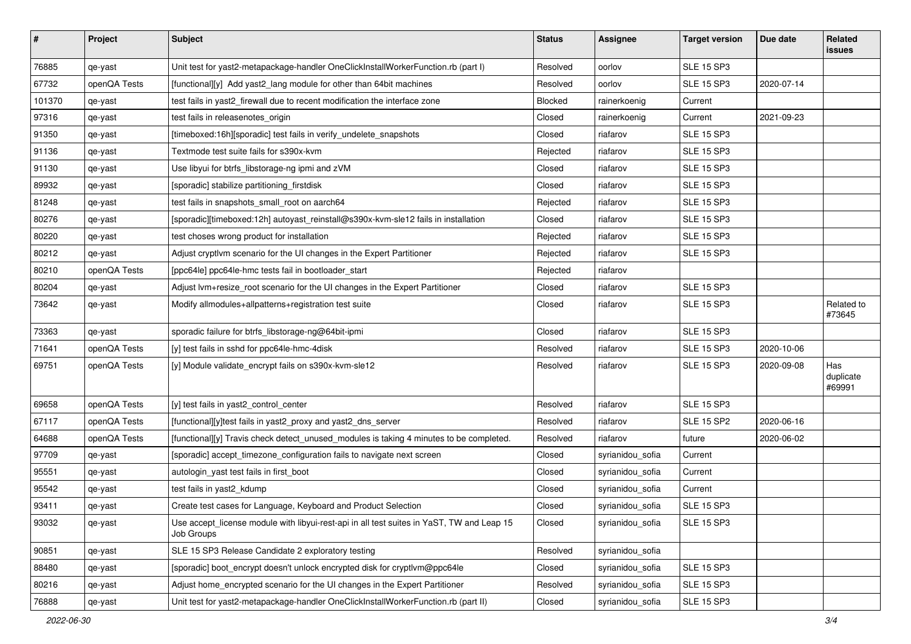| # | Project | Subject | Status | Assignee | Target version | Due date | Related issues |
|---|---|---|---|---|---|---|---|
| 76885 | qe-yast | Unit test for yast2-metapackage-handler OneClickInstallWorkerFunction.rb (part I) | Resolved | oorlov | SLE 15 SP3 | | |
| 67732 | openQA Tests | [functional][y] Add yast2_lang module for other than 64bit machines | Resolved | oorlov | SLE 15 SP3 | 2020-07-14 | |
| 101370 | qe-yast | test fails in yast2_firewall due to recent modification the interface zone | Blocked | rainerkoenig | Current | | |
| 97316 | qe-yast | test fails in releasenotes_origin | Closed | rainerkoenig | Current | 2021-09-23 | |
| 91350 | qe-yast | [timeboxed:16h][sporadic] test fails in verify_undelete_snapshots | Closed | riafarov | SLE 15 SP3 | | |
| 91136 | qe-yast | Textmode test suite fails for s390x-kvm | Rejected | riafarov | SLE 15 SP3 | | |
| 91130 | qe-yast | Use libyui for btrfs_libstorage-ng ipmi and zVM | Closed | riafarov | SLE 15 SP3 | | |
| 89932 | qe-yast | [sporadic] stabilize partitioning_firstdisk | Closed | riafarov | SLE 15 SP3 | | |
| 81248 | qe-yast | test fails in snapshots_small_root on aarch64 | Rejected | riafarov | SLE 15 SP3 | | |
| 80276 | qe-yast | [sporadic][timeboxed:12h] autoyast_reinstall@s390x-kvm-sle12 fails in installation | Closed | riafarov | SLE 15 SP3 | | |
| 80220 | qe-yast | test choses wrong product for installation | Rejected | riafarov | SLE 15 SP3 | | |
| 80212 | qe-yast | Adjust cryptlvm scenario for the UI changes in the Expert Partitioner | Rejected | riafarov | SLE 15 SP3 | | |
| 80210 | openQA Tests | [ppc64le] ppc64le-hmc tests fail in bootloader_start | Rejected | riafarov | | | |
| 80204 | qe-yast | Adjust lvm+resize_root scenario for the UI changes in the Expert Partitioner | Closed | riafarov | SLE 15 SP3 | | |
| 73642 | qe-yast | Modify allmodules+allpatterns+registration test suite | Closed | riafarov | SLE 15 SP3 | | Related to #73645 |
| 73363 | qe-yast | sporadic failure for btrfs_libstorage-ng@64bit-ipmi | Closed | riafarov | SLE 15 SP3 | | |
| 71641 | openQA Tests | [y] test fails in sshd for ppc64le-hmc-4disk | Resolved | riafarov | SLE 15 SP3 | 2020-10-06 | |
| 69751 | openQA Tests | [y] Module validate_encrypt fails on s390x-kvm-sle12 | Resolved | riafarov | SLE 15 SP3 | 2020-09-08 | Has duplicate #69991 |
| 69658 | openQA Tests | [y] test fails in yast2_control_center | Resolved | riafarov | SLE 15 SP3 | | |
| 67117 | openQA Tests | [functional][y]test fails in yast2_proxy and yast2_dns_server | Resolved | riafarov | SLE 15 SP2 | 2020-06-16 | |
| 64688 | openQA Tests | [functional][y] Travis check detect_unused_modules is taking 4 minutes to be completed. | Resolved | riafarov | future | 2020-06-02 | |
| 97709 | qe-yast | [sporadic] accept_timezone_configuration fails to navigate next screen | Closed | syrianidou_sofia | Current | | |
| 95551 | qe-yast | autologin_yast test fails in first_boot | Closed | syrianidou_sofia | Current | | |
| 95542 | qe-yast | test fails in yast2_kdump | Closed | syrianidou_sofia | Current | | |
| 93411 | qe-yast | Create test cases for Language, Keyboard and Product Selection | Closed | syrianidou_sofia | SLE 15 SP3 | | |
| 93032 | qe-yast | Use accept_license module with libyui-rest-api in all test suites in YaST, TW and Leap 15 Job Groups | Closed | syrianidou_sofia | SLE 15 SP3 | | |
| 90851 | qe-yast | SLE 15 SP3 Release Candidate 2 exploratory testing | Resolved | syrianidou_sofia | | | |
| 88480 | qe-yast | [sporadic] boot_encrypt doesn't unlock encrypted disk for cryptlvm@ppc64le | Closed | syrianidou_sofia | SLE 15 SP3 | | |
| 80216 | qe-yast | Adjust home_encrypted scenario for the UI changes in the Expert Partitioner | Resolved | syrianidou_sofia | SLE 15 SP3 | | |
| 76888 | qe-yast | Unit test for yast2-metapackage-handler OneClickInstallWorkerFunction.rb (part II) | Closed | syrianidou_sofia | SLE 15 SP3 | | |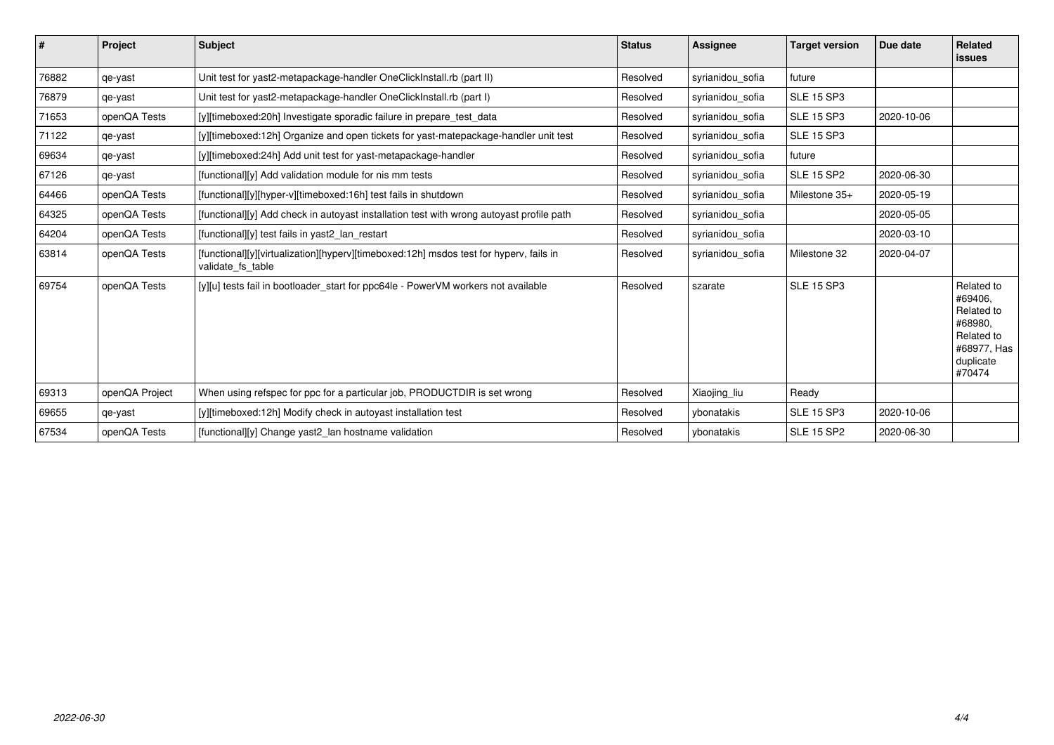| # | Project | Subject | Status | Assignee | Target version | Due date | Related issues |
|---|---|---|---|---|---|---|---|
| 76882 | qe-yast | Unit test for yast2-metapackage-handler OneClickInstall.rb (part II) | Resolved | syrianidou_sofia | future | | |
| 76879 | qe-yast | Unit test for yast2-metapackage-handler OneClickInstall.rb (part I) | Resolved | syrianidou_sofia | SLE 15 SP3 | | |
| 71653 | openQA Tests | [y][timeboxed:20h] Investigate sporadic failure in prepare_test_data | Resolved | syrianidou_sofia | SLE 15 SP3 | 2020-10-06 | |
| 71122 | qe-yast | [y][timeboxed:12h] Organize and open tickets for yast-matepackage-handler unit test | Resolved | syrianidou_sofia | SLE 15 SP3 | | |
| 69634 | qe-yast | [y][timeboxed:24h] Add unit test for yast-metapackage-handler | Resolved | syrianidou_sofia | future | | |
| 67126 | qe-yast | [functional][y] Add validation module for nis mm tests | Resolved | syrianidou_sofia | SLE 15 SP2 | 2020-06-30 | |
| 64466 | openQA Tests | [functional][y][hyper-v][timeboxed:16h] test fails in shutdown | Resolved | syrianidou_sofia | Milestone 35+ | 2020-05-19 | |
| 64325 | openQA Tests | [functional][y] Add check in autoyast installation test with wrong autoyast profile path | Resolved | syrianidou_sofia | | 2020-05-05 | |
| 64204 | openQA Tests | [functional][y] test fails in yast2_lan_restart | Resolved | syrianidou_sofia | | 2020-03-10 | |
| 63814 | openQA Tests | [functional][y][virtualization][hyperv][timeboxed:12h] msdos test for hyperv, fails in validate_fs_table | Resolved | syrianidou_sofia | Milestone 32 | 2020-04-07 | |
| 69754 | openQA Tests | [y][u] tests fail in bootloader_start for ppc64le - PowerVM workers not available | Resolved | szarate | SLE 15 SP3 | | Related to #69406, Related to #68980, Related to #68977, Has duplicate #70474 |
| 69313 | openQA Project | When using refspec for ppc for a particular job, PRODUCTDIR is set wrong | Resolved | Xiaojing_liu | Ready | | |
| 69655 | qe-yast | [y][timeboxed:12h] Modify check in autoyast installation test | Resolved | ybonatakis | SLE 15 SP3 | 2020-10-06 | |
| 67534 | openQA Tests | [functional][y] Change yast2_lan hostname validation | Resolved | ybonatakis | SLE 15 SP2 | 2020-06-30 | |